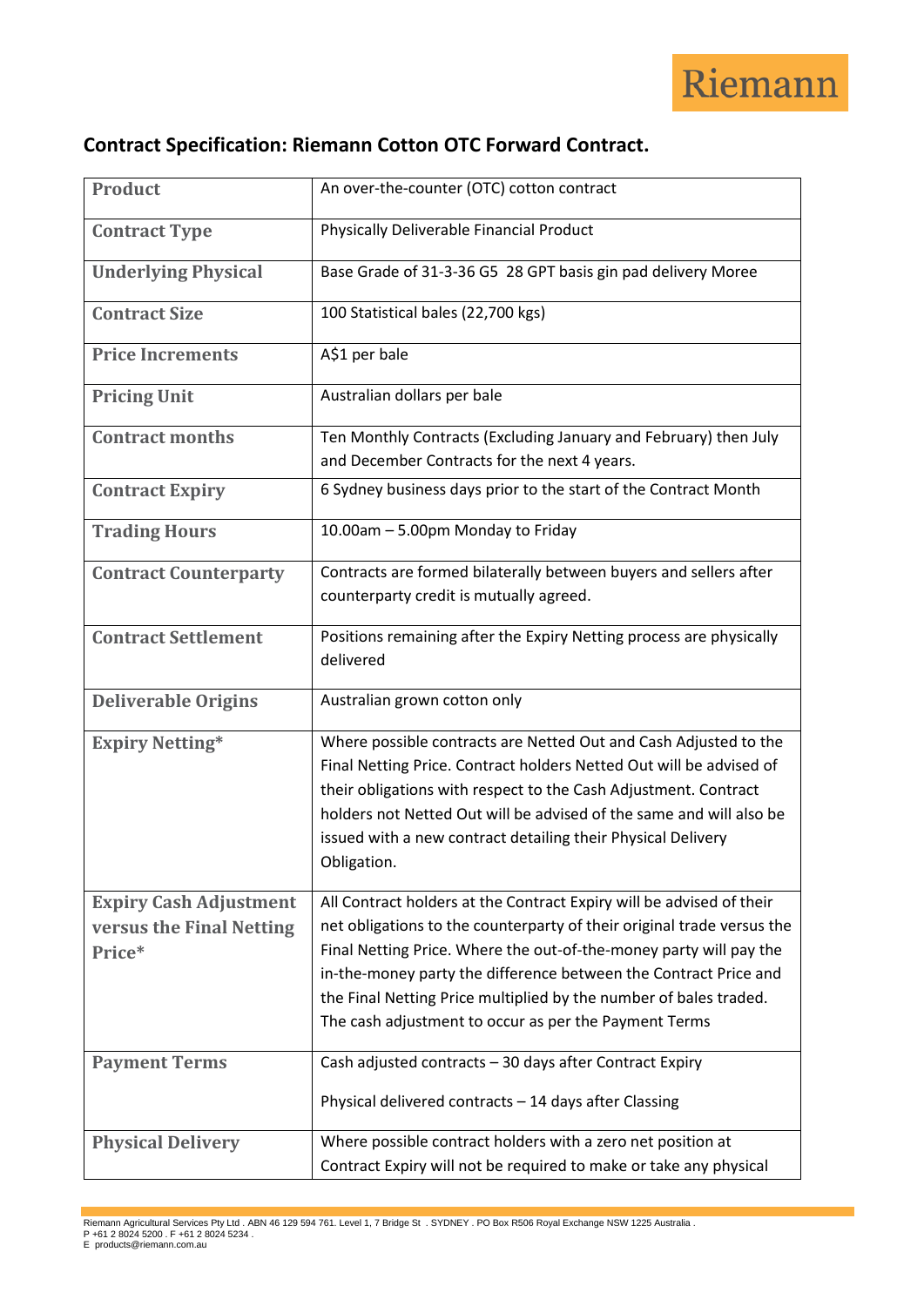Riemann

## Contract Specification: Riemann Cotton OTC Forward Contract.

| | |
|---|---|
| **Product** | An over-the-counter (OTC) cotton contract |
| **Contract Type** | Physically Deliverable Financial Product |
| **Underlying Physical** | Base Grade of 31-3-36 G5 28 GPT basis gin pad delivery Moree |
| **Contract Size** | 100 Statistical bales (22,700 kgs) |
| **Price Increments** | A$1 per bale |
| **Pricing Unit** | Australian dollars per bale |
| **Contract months** | Ten Monthly Contracts (Excluding January and February) then July and December Contracts for the next 4 years. |
| **Contract Expiry** | 6 Sydney business days prior to the start of the Contract Month |
| **Trading Hours** | 10.00am – 5.00pm Monday to Friday |
| **Contract Counterparty** | Contracts are formed bilaterally between buyers and sellers after counterparty credit is mutually agreed. |
| **Contract Settlement** | Positions remaining after the Expiry Netting process are physically delivered |
| **Deliverable Origins** | Australian grown cotton only |
| **Expiry Netting*** | Where possible contracts are Netted Out and Cash Adjusted to the Final Netting Price. Contract holders Netted Out will be advised of their obligations with respect to the Cash Adjustment. Contract holders not Netted Out will be advised of the same and will also be issued with a new contract detailing their Physical Delivery Obligation. |
| **Expiry Cash Adjustment versus the Final Netting Price*** | All Contract holders at the Contract Expiry will be advised of their net obligations to the counterparty of their original trade versus the Final Netting Price. Where the out-of-the-money party will pay the in-the-money party the difference between the Contract Price and the Final Netting Price multiplied by the number of bales traded. The cash adjustment to occur as per the Payment Terms |
| **Payment Terms** | Cash adjusted contracts – 30 days after Contract Expiry<br><br>Physical delivered contracts – 14 days after Classing |
| **Physical Delivery** | Where possible contract holders with a zero net position at Contract Expiry will not be required to make or take any physical |

Riemann Agricultural Services Pty Ltd . ABN 46 129 594 761. Level 1, 7 Bridge St . SYDNEY . PO Box R506 Royal Exchange NSW 1225 Australia .
P +61 2 8024 5200 . F +61 2 8024 5234 .
E products@riemann.com.au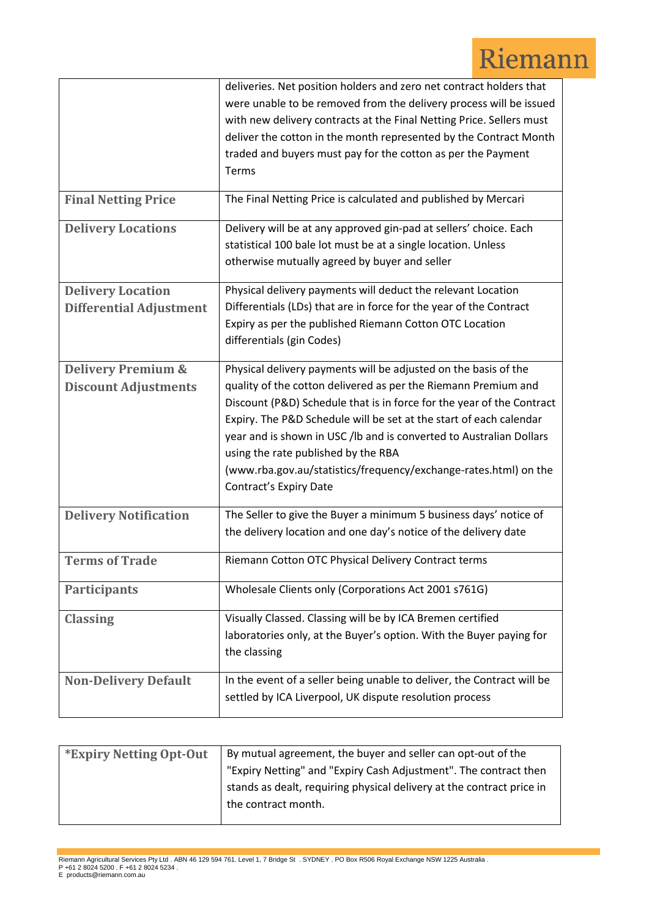| | |
|---|---|
| | deliveries. Net position holders and zero net contract holders that were unable to be removed from the delivery process will be issued with new delivery contracts at the Final Netting Price. Sellers must deliver the cotton in the month represented by the Contract Month traded and buyers must pay for the cotton as per the Payment Terms |
| **Final Netting Price** | The Final Netting Price is calculated and published by Mercari |
| **Delivery Locations** | Delivery will be at any approved gin-pad at sellers' choice. Each statistical 100 bale lot must be at a single location. Unless otherwise mutually agreed by buyer and seller |
| **Delivery Location Differential Adjustment** | Physical delivery payments will deduct the relevant Location Differentials (LDs) that are in force for the year of the Contract Expiry as per the published Riemann Cotton OTC Location differentials (gin Codes) |
| **Delivery Premium & Discount Adjustments** | Physical delivery payments will be adjusted on the basis of the quality of the cotton delivered as per the Riemann Premium and Discount (P&D) Schedule that is in force for the year of the Contract Expiry. The P&D Schedule will be set at the start of each calendar year and is shown in USC /lb and is converted to Australian Dollars using the rate published by the RBA (www.rba.gov.au/statistics/frequency/exchange-rates.html) on the Contract's Expiry Date |
| **Delivery Notification** | The Seller to give the Buyer a minimum 5 business days' notice of the delivery location and one day's notice of the delivery date |
| **Terms of Trade** | Riemann Cotton OTC Physical Delivery Contract terms |
| **Participants** | Wholesale Clients only (Corporations Act 2001 s761G) |
| **Classing** | Visually Classed. Classing will be by ICA Bremen certified laboratories only, at the Buyer's option. With the Buyer paying for the classing |
| **Non-Delivery Default** | In the event of a seller being unable to deliver, the Contract will be settled by ICA Liverpool, UK dispute resolution process |

| | |
|---|---|
| ***Expiry Netting Opt-Out** | By mutual agreement, the buyer and seller can opt-out of the "Expiry Netting" and "Expiry Cash Adjustment". The contract then stands as dealt, requiring physical delivery at the contract price in the contract month. |